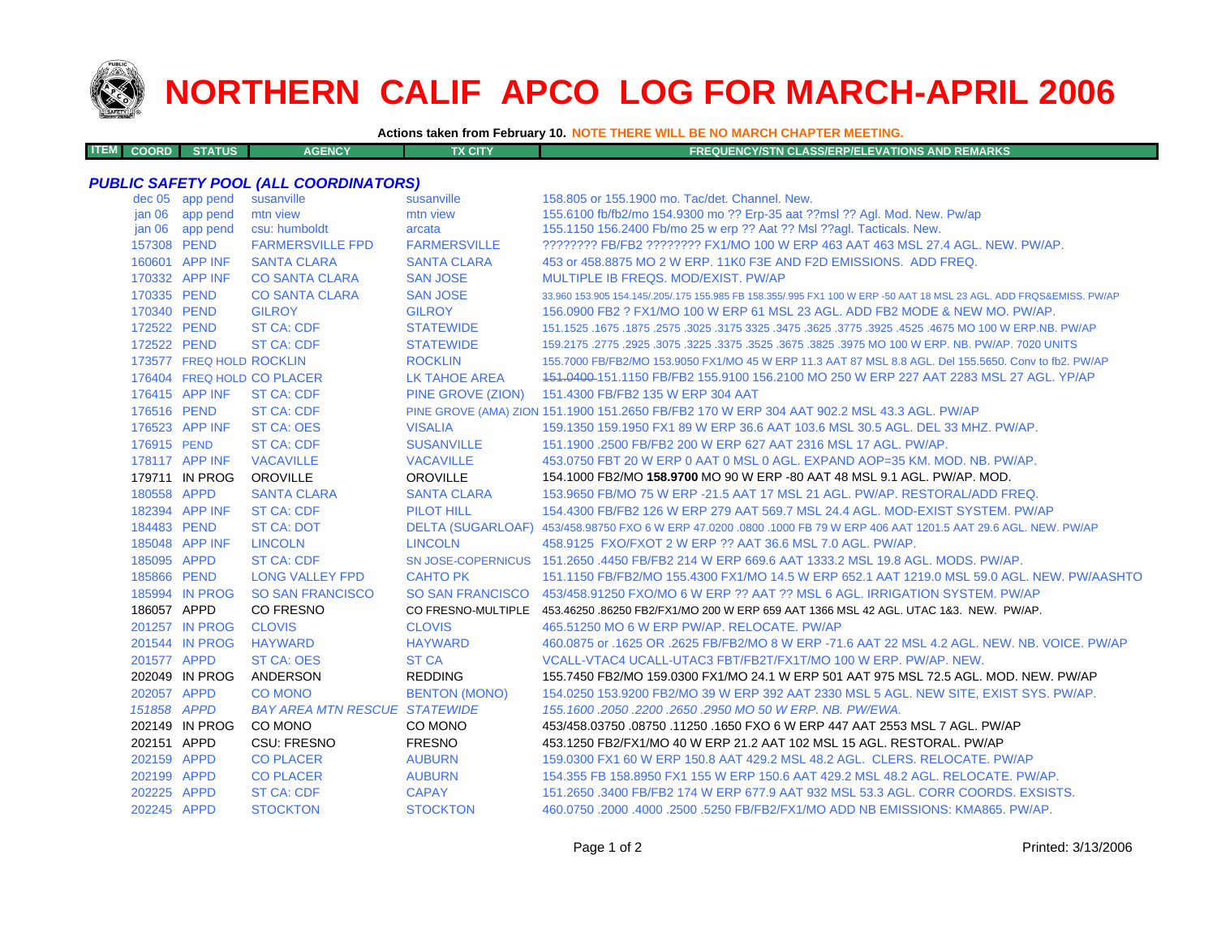# NORTHERN CALIF APCO LOG FOR MARCH-APRIL 2006

**Actions taken from February 10. NOTE THERE WILL BE NO MARCH CHAPTER MEETING.**

| ITEM COORD | STATUS | AGENCY | TX CITY | FREQUENCY/STN CLASS/ERP/ELEVATIONS AND REMARKS |
|---|---|---|---|---|
| ***PUBLIC SAFETY POOL (ALL COORDINATORS)*** | | | | |
| dec 05 | app pend | susanville | susanville | 158.805 or 155.1900 mo. Tac/det. Channel. New. |
| jan 06 | app pend | mtn view | mtn view | 155.6100 fb/fb2/mo 154.9300 mo ?? Erp-35 aat ??msl ?? Agl. Mod. New. Pw/ap |
| jan 06 | app pend | csu: humboldt | arcata | 155.1150 156.2400 Fb/mo 25 w erp ?? Aat ?? Msl ??agl. Tacticals. New. |
| 157308 | PEND | FARMERSVILLE FPD | FARMERSVILLE | ???????? FB/FB2 ???????? FX1/MO 100 W ERP 463 AAT 463 MSL 27.4 AGL. NEW. PW/AP. |
| 160601 | APP INF | SANTA CLARA | SANTA CLARA | 453 or 458.8875 MO 2 W ERP. 11K0 F3E AND F2D EMISSIONS. ADD FREQ. |
| 170332 | APP INF | CO SANTA CLARA | SAN JOSE | MULTIPLE IB FREQS. MOD/EXIST. PW/AP |
| 170335 | PEND | CO SANTA CLARA | SAN JOSE | 33.960 153.905 154.145/.205/.175 155.985 FB 158.355/.995 FX1 100 W ERP -50 AAT 18 MSL 23 AGL. ADD FRQS&EMISS. PW/AP |
| 170340 | PEND | GILROY | GILROY | 156.0900 FB2 ? FX1/MO 100 W ERP 61 MSL 23 AGL. ADD FB2 MODE & NEW MO. PW/AP. |
| 172522 | PEND | ST CA: CDF | STATEWIDE | 151.1525 .1675 .1875 .2575 .3025 .3175 3325 .3475 .3625 .3775 .3925 .4525 .4675 MO 100 W ERP.NB. PW/AP |
| 172522 | PEND | ST CA: CDF | STATEWIDE | 159.2175 .2775 .2925 .3075 .3225 .3375 .3525 .3675 .3825 .3975 MO 100 W ERP. NB. PW/AP. 7020 UNITS |
| 173577 | FREQ HOLD | ROCKLIN | ROCKLIN | 155.7000 FB/FB2/MO 153.9050 FX1/MO 45 W ERP 11.3 AAT 87 MSL 8.8 AGL. Del 155.5650. Conv to fb2. PW/AP |
| 176404 | FREQ HOLD | CO PLACER | LK TAHOE AREA | ~~151.0400~~ 151.1150 FB/FB2 155.9100 156.2100 MO 250 W ERP 227 AAT 2283 MSL 27 AGL. YP/AP |
| 176415 | APP INF | ST CA: CDF | PINE GROVE (ZION) | 151.4300 FB/FB2 135 W ERP 304 AAT |
| 176516 | PEND | ST CA: CDF | PINE GROVE (AMA) ZION | 151.1900 151.2650 FB/FB2 170 W ERP 304 AAT 902.2 MSL 43.3 AGL. PW/AP |
| 176523 | APP INF | ST CA: OES | VISALIA | 159.1350 159.1950 FX1 89 W ERP 36.6 AAT 103.6 MSL 30.5 AGL. DEL 33 MHZ. PW/AP. |
| 176915 | PEND | ST CA: CDF | SUSANVILLE | 151.1900 .2500 FB/FB2 200 W ERP 627 AAT 2316 MSL 17 AGL. PW/AP. |
| 178117 | APP INF | VACAVILLE | VACAVILLE | 453.0750 FBT 20 W ERP 0 AAT 0 MSL 0 AGL. EXPAND AOP=35 KM. MOD. NB. PW/AP. |
| 179711 | IN PROG | OROVILLE | OROVILLE | 154.1000 FB2/MO **158.9700** MO 90 W ERP -80 AAT 48 MSL 9.1 AGL. PW/AP. MOD. |
| 180558 | APPD | SANTA CLARA | SANTA CLARA | 153.9650 FB/MO 75 W ERP -21.5 AAT 17 MSL 21 AGL. PW/AP. RESTORAL/ADD FREQ. |
| 182394 | APP INF | ST CA: CDF | PILOT HILL | 154.4300 FB/FB2 126 W ERP 279 AAT 569.7 MSL 24.4 AGL. MOD-EXIST SYSTEM. PW/AP |
| 184483 | PEND | ST CA: DOT | DELTA (SUGARLOAF) | 453/458.98750 FXO 6 W ERP 47.0200 .0800 .1000 FB 79 W ERP 406 AAT 1201.5 AAT 29.6 AGL. NEW. PW/AP |
| 185048 | APP INF | LINCOLN | LINCOLN | 458.9125 FXO/FXOT 2 W ERP ?? AAT 36.6 MSL 7.0 AGL. PW/AP. |
| 185095 | APPD | ST CA: CDF | SN JOSE-COPERNICUS | 151.2650 .4450 FB/FB2 214 W ERP 669.6 AAT 1333.2 MSL 19.8 AGL. MODS. PW/AP. |
| 185866 | PEND | LONG VALLEY FPD | CAHTO PK | 151.1150 FB/FB2/MO 155.4300 FX1/MO 14.5 W ERP 652.1 AAT 1219.0 MSL 59.0 AGL. NEW. PW/AASHTO |
| 185994 | IN PROG | SO SAN FRANCISCO | SO SAN FRANCISCO | 453/458.91250 FXO/MO 6 W ERP ?? AAT ?? MSL 6 AGL. IRRIGATION SYSTEM. PW/AP |
| 186057 | APPD | CO FRESNO | CO FRESNO-MULTIPLE | 453.46250 .86250 FB2/FX1/MO 200 W ERP 659 AAT 1366 MSL 42 AGL. UTAC 1&3. NEW. PW/AP. |
| 201257 | IN PROG | CLOVIS | CLOVIS | 465.51250 MO 6 W ERP PW/AP. RELOCATE. PW/AP |
| 201544 | IN PROG | HAYWARD | HAYWARD | 460.0875 or .1625 OR .2625 FB/FB2/MO 8 W ERP -71.6 AAT 22 MSL 4.2 AGL. NEW. NB. VOICE. PW/AP |
| 201577 | APPD | ST CA: OES | ST CA | VCALL-VTAC4 UCALL-UTAC3 FBT/FB2T/FX1T/MO 100 W ERP. PW/AP. NEW. |
| 202049 | IN PROG | ANDERSON | REDDING | 155.7450 FB2/MO 159.0300 FX1/MO 24.1 W ERP 501 AAT 975 MSL 72.5 AGL. MOD. NEW. PW/AP |
| 202057 | APPD | CO MONO | BENTON (MONO) | 154.0250 153.9200 FB2/MO 39 W ERP 392 AAT 2330 MSL 5 AGL. NEW SITE, EXIST SYS. PW/AP. |
| *151858* | *APPD* | *BAY AREA MTN RESCUE* | *STATEWIDE* | *155.1600 .2050 .2200 .2650 .2950 MO 50 W ERP. NB. PW/EWA.* |
| 202149 | IN PROG | CO MONO | CO MONO | 453/458.03750 .08750 .11250 .1650 FXO 6 W ERP 447 AAT 2553 MSL 7 AGL. PW/AP |
| 202151 | APPD | CSU: FRESNO | FRESNO | 453.1250 FB2/FX1/MO 40 W ERP 21.2 AAT 102 MSL 15 AGL. RESTORAL. PW/AP |
| 202159 | APPD | CO PLACER | AUBURN | 159.0300 FX1 60 W ERP 150.8 AAT 429.2 MSL 48.2 AGL. CLERS. RELOCATE. PW/AP |
| 202199 | APPD | CO PLACER | AUBURN | 154.355 FB 158.8950 FX1 155 W ERP 150.6 AAT 429.2 MSL 48.2 AGL. RELOCATE. PW/AP. |
| 202225 | APPD | ST CA: CDF | CAPAY | 151.2650 .3400 FB/FB2 174 W ERP 677.9 AAT 932 MSL 53.3 AGL. CORR COORDS. EXSISTS. |
| 202245 | APPD | STOCKTON | STOCKTON | 460.0750 .2000 .4000 .2500 .5250 FB/FB2/FX1/MO ADD NB EMISSIONS: KMA865. PW/AP. |

Printed: 3/13/2006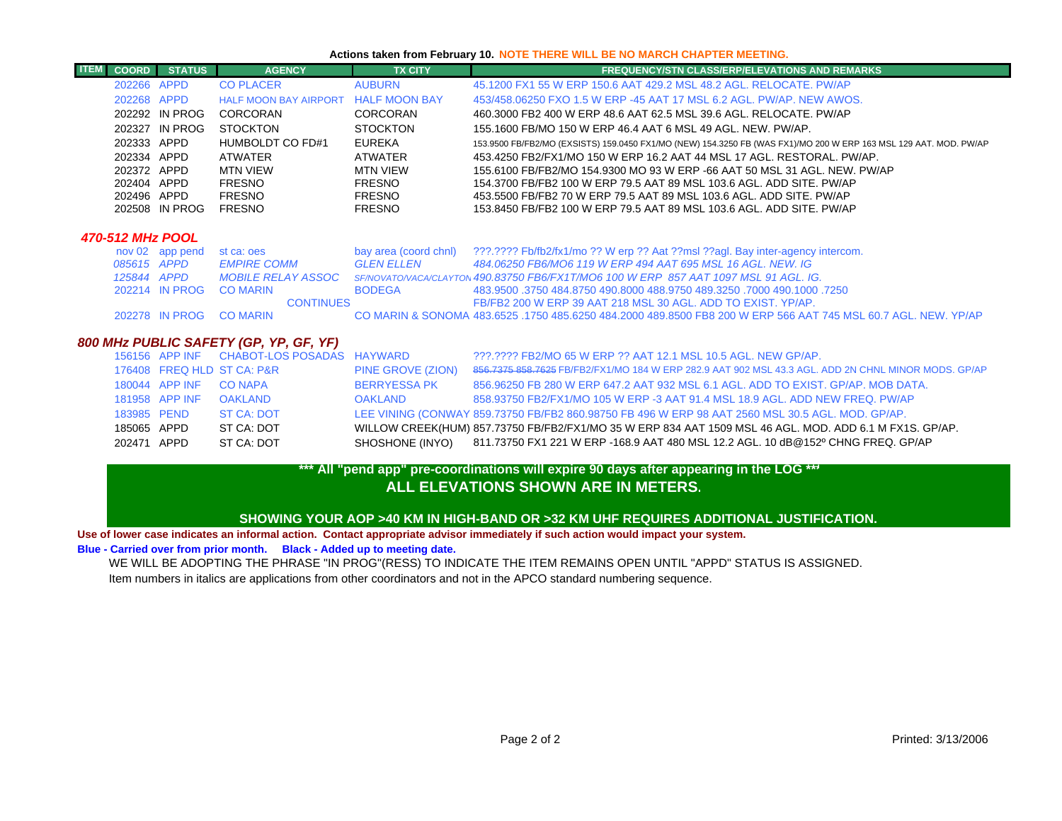**Actions taken from February 10. NOTE THERE WILL BE NO MARCH CHAPTER MEETING.**

| ITEM | COORD | STATUS | AGENCY | TX CITY | FREQUENCY/STN CLASS/ERP/ELEVATIONS AND REMARKS |
|---|---|---|---|---|---|
| | 202266 | APPD | CO PLACER | AUBURN | 45.1200 FX1 55 W ERP 150.6 AAT 429.2 MSL 48.2 AGL. RELOCATE. PW/AP |
| | 202268 | APPD | HALF MOON BAY AIRPORT | HALF MOON BAY | 453/458.06250 FXO 1.5 W ERP -45 AAT 17 MSL 6.2 AGL. PW/AP. NEW AWOS. |
| | 202292 | IN PROG | CORCORAN | CORCORAN | 460.3000 FB2 400 W ERP 48.6 AAT 62.5 MSL 39.6 AGL. RELOCATE. PW/AP |
| | 202327 | IN PROG | STOCKTON | STOCKTON | 155.1600 FB/MO 150 W ERP 46.4 AAT 6 MSL 49 AGL. NEW. PW/AP. |
| | 202333 | APPD | HUMBOLDT CO FD#1 | EUREKA | 153.9500 FB/FB2/MO (EXSISTS) 159.0450 FX1/MO (NEW) 154.3250 FB (WAS FX1)/MO 200 W ERP 163 MSL 129 AAT. MOD. PW/AP |
| | 202334 | APPD | ATWATER | ATWATER | 453.4250 FB2/FX1/MO 150 W ERP 16.2 AAT 44 MSL 17 AGL. RESTORAL. PW/AP. |
| | 202372 | APPD | MTN VIEW | MTN VIEW | 155.6100 FB/FB2/MO 154.9300 MO 93 W ERP -66 AAT 50 MSL 31 AGL. NEW. PW/AP |
| | 202404 | APPD | FRESNO | FRESNO | 154.3700 FB/FB2 100 W ERP 79.5 AAT 89 MSL 103.6 AGL. ADD SITE. PW/AP |
| | 202496 | APPD | FRESNO | FRESNO | 453.5500 FB/FB2 70 W ERP 79.5 AAT 89 MSL 103.6 AGL. ADD SITE. PW/AP |
| | 202508 | IN PROG | FRESNO | FRESNO | 153.8450 FB/FB2 100 W ERP 79.5 AAT 89 MSL 103.6 AGL. ADD SITE. PW/AP |

### *470-512 MHz POOL*

| | | | | | |
|---|---|---|---|---|---|
| | nov 02 | app pend | st ca: oes | bay area (coord chnl) | ???.???? Fb/fb2/fx1/mo ?? W erp ?? Aat ??msl ??agl. Bay inter-agency intercom. |
| | *085615* | *APPD* | *EMPIRE COMM* | *GLEN ELLEN* | *484.06250 FB6/MO6 119 W ERP 494 AAT 695 MSL 16 AGL. NEW. IG* |
| | *125844* | *APPD* | *MOBILE RELAY ASSOC* | *SF/NOVATO/VACA/CLAYTON* | *490.83750 FB6/FX1T/MO6 100 W ERP 857 AAT 1097 MSL 91 AGL. IG.* |
| | 202214 | IN PROG | CO MARIN | BODEGA | 483.9500 .3750 484.8750 490.8000 488.9750 489.3250 .7000 490.1000 .7250 |
| | | | CONTINUES | | FB/FB2 200 W ERP 39 AAT 218 MSL 30 AGL. ADD TO EXIST. YP/AP. |
| | 202278 | IN PROG | CO MARIN | CO MARIN & SONOMA | 483.6525 .1750 485.6250 484.2000 489.8500 FB8 200 W ERP 566 AAT 745 MSL 60.7 AGL. NEW. YP/AP |

### *800 MHz PUBLIC SAFETY (GP, YP, GF, YF)*

| | | | | | |
|---|---|---|---|---|---|
| | 156156 | APP INF | CHABOT-LOS POSADAS | HAYWARD | ???.???? FB2/MO 65 W ERP ?? AAT 12.1 MSL 10.5 AGL. NEW GP/AP. |
| | 176408 | FREQ HLD | ST CA: P&R | PINE GROVE (ZION) | ~~856.7375 858.7625~~ FB/FB2/FX1/MO 184 W ERP 282.9 AAT 902 MSL 43.3 AGL. ADD 2N CHNL MINOR MODS. GP/AP |
| | 180044 | APP INF | CO NAPA | BERRYESSA PK | 856.96250 FB 280 W ERP 647.2 AAT 932 MSL 6.1 AGL. ADD TO EXIST. GP/AP. MOB DATA. |
| | 181958 | APP INF | OAKLAND | OAKLAND | 858.93750 FB2/FX1/MO 105 W ERP -3 AAT 91.4 MSL 18.9 AGL. ADD NEW FREQ. PW/AP |
| | 183985 | PEND | ST CA: DOT | LEE VINING (CONWAY | 859.73750 FB/FB2 860.98750 FB 496 W ERP 98 AAT 2560 MSL 30.5 AGL. MOD. GP/AP. |
| | 185065 | APPD | ST CA: DOT | WILLOW CREEK(HUM) | 857.73750 FB/FB2/FX1/MO 35 W ERP 834 AAT 1509 MSL 46 AGL. MOD. ADD 6.1 M FX1S. GP/AP. |
| | 202471 | APPD | ST CA: DOT | SHOSHONE (INYO) | 811.73750 FX1 221 W ERP -168.9 AAT 480 MSL 12.2 AGL. 10 dB@152º CHNG FREQ. GP/AP |

**\*\*\* All "pend app" pre-coordinations will expire 90 days after appearing in the LOG \*\*\***

**ALL ELEVATIONS SHOWN ARE IN METERS.**

**SHOWING YOUR AOP >40 KM IN HIGH-BAND OR >32 KM UHF REQUIRES ADDITIONAL JUSTIFICATION.**

**Use of lower case indicates an informal action. Contact appropriate advisor immediately if such action would impact your system.**

**Blue - Carried over from prior month. Black - Added up to meeting date.**

WE WILL BE ADOPTING THE PHRASE "IN PROG"(RESS) TO INDICATE THE ITEM REMAINS OPEN UNTIL "APPD" STATUS IS ASSIGNED.

Item numbers in italics are applications from other coordinators and not in the APCO standard numbering sequence.

Printed: 3/13/2006